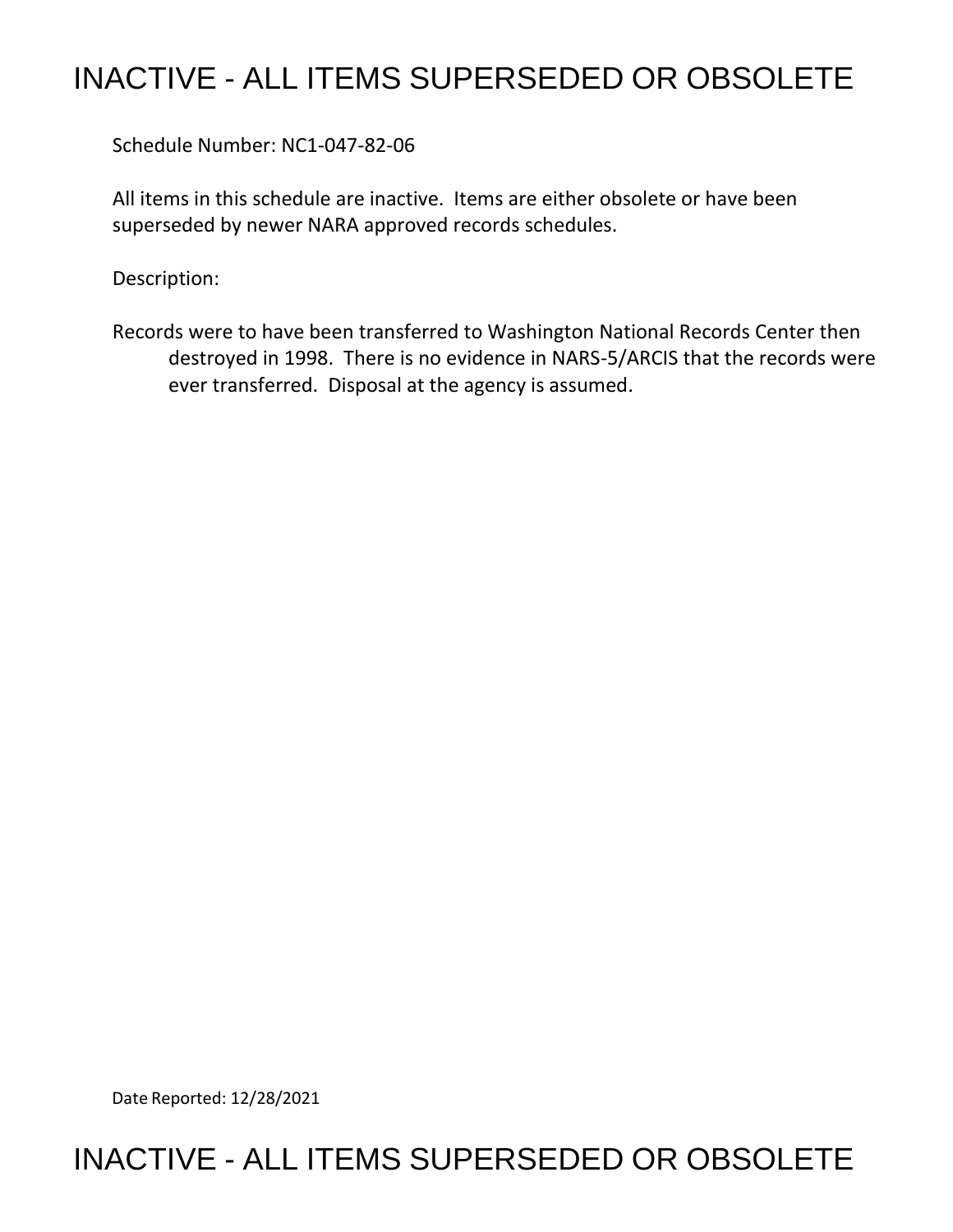# INACTIVE - ALL ITEMS SUPERSEDED OR OBSOLETE

Schedule Number: NC1-047-82-06

All items in this schedule are inactive. Items are either obsolete or have been superseded by newer NARA approved records schedules.

Description:

Records were to have been transferred to Washington National Records Center then destroyed in 1998. There is no evidence in NARS-5/ARCIS that the records were ever transferred. Disposal at the agency is assumed.

Date Reported: 12/28/2021

# INACTIVE - ALL ITEMS SUPERSEDED OR OBSOLETE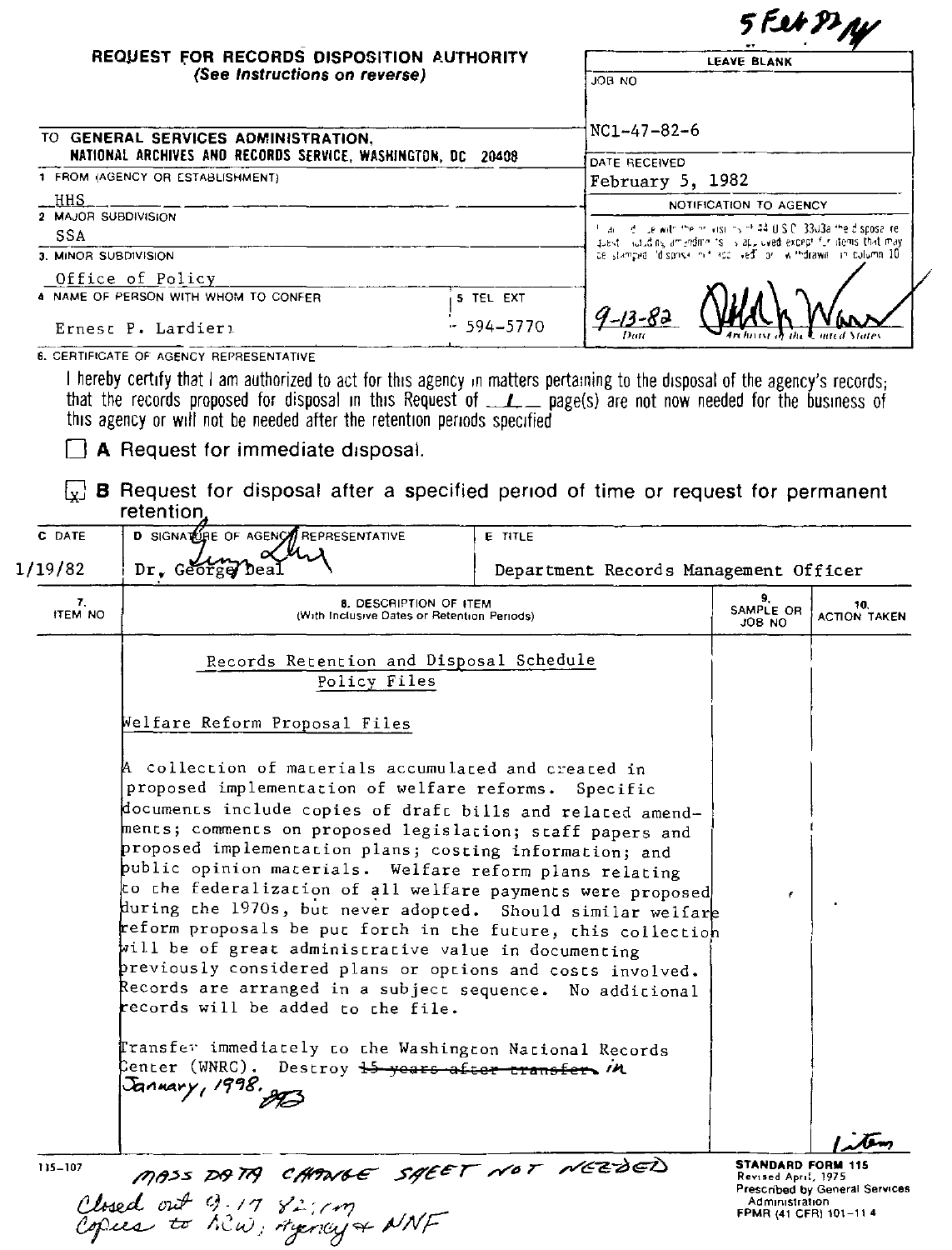5 Feb 82

# REQUEST FOR RECORDS DISPOSITION AUTHORITY

*(See Instructions on reverse)*

**LEAVE BLANK**

JOB NO: NC1-47-82-6

DATE RECEIVED: February 5, 1982

NOTIFICATION TO AGENCY

In accordance with the provisions of 44 U.S.C. 3303a the disposal request, including amendments, is approved except for items that may be stamped "disposal not approved" or "withdrawn" in column 10.

9-13-82 — Date — Archivist of the United States

TO GENERAL SERVICES ADMINISTRATION, NATIONAL ARCHIVES AND RECORDS SERVICE, WASHINGTON, DC 20408

1. FROM (AGENCY OR ESTABLISHMENT): HHS

2. MAJOR SUBDIVISION: SSA

3. MINOR SUBDIVISION: Office of Policy

4. NAME OF PERSON WITH WHOM TO CONFER: Ernest P. Lardieri

5. TEL EXT: 594-5770

6. CERTIFICATE OF AGENCY REPRESENTATIVE

I hereby certify that I am authorized to act for this agency in matters pertaining to the disposal of the agency's records; that the records proposed for disposal in this Request of 1 page(s) are not now needed for the business of this agency or will not be needed after the retention periods specified

☐ **A** Request for immediate disposal.

☒ **B** Request for disposal after a specified period of time or request for permanent retention.

| C DATE | D SIGNATURE OF AGENCY REPRESENTATIVE | E TITLE |
|---|---|---|
| 1/19/82 | Dr. George Deal | Department Records Management Officer |

| 7. ITEM NO | 8. DESCRIPTION OF ITEM (With Inclusive Dates or Retention Periods) | 9. SAMPLE OR JOB NO | 10. ACTION TAKEN |
|---|---|---|---|
| | Records Retention and Disposal Schedule<br>Policy Files<br><br>Welfare Reform Proposal Files<br><br>A collection of materials accumulated and created in proposed implementation of welfare reforms. Specific documents include copies of draft bills and related amendments; comments on proposed legislation; staff papers and proposed implementation plans; costing information; and public opinion materials. Welfare reform plans relating to the federalization of all welfare payments were proposed during the 1970s, but never adopted. Should similar welfare reform proposals be put forth in the future, this collection will be of great administrative value in documenting previously considered plans or options and costs involved. Records are arranged in a subject sequence. No additional records will be added to the file.<br><br>Transfer immediately to the Washington National Records Center (WNRC). Destroy ~~15 years after transfer.~~ in January, 1998. | | |

1 item

115-107

MASS DATA CHANGE SHEET NOT NEEDED

Closed out 9-17-82 : rm
Copies to NCW; Agency & NNF

**STANDARD FORM 115**
Revised April, 1975
Prescribed by General Services Administration
FPMR (41 CFR) 101-11.4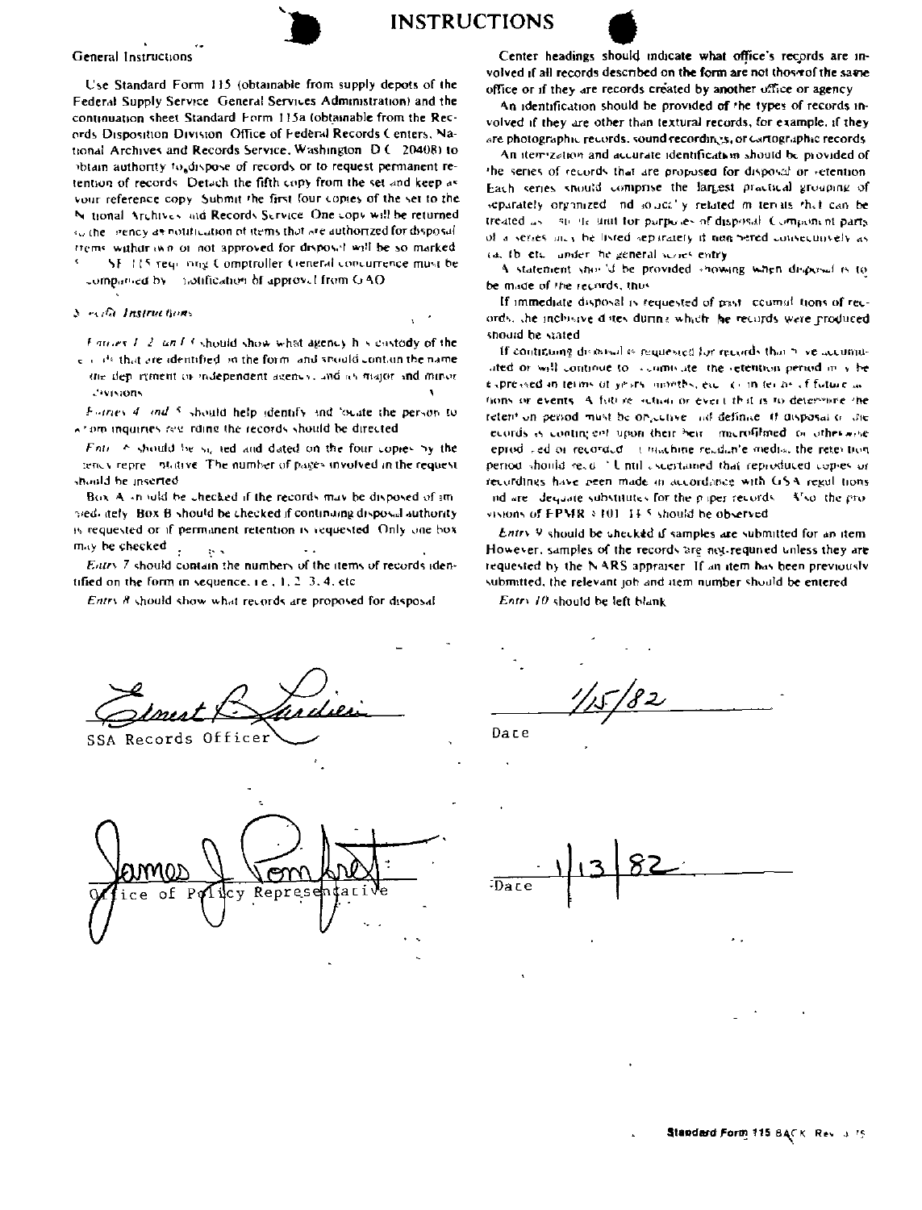# INSTRUCTIONS

General Instructions

Use Standard Form 115 (obtainable from supply depots of the Federal Supply Service General Services Administration) and the continuation sheet Standard Form 115a (obtainable from the Records Disposition Division Office of Federal Records Centers, National Archives and Records Service, Washington D C 20408) to obtain authority to dispose of records or to request permanent retention of records Detach the fifth copy from the set and keep as your reference copy Submit the first four copies of the set to the National Archives and Records Service One copy will be returned to the agency as notification of items that are authorized for disposal Items withdrawn or not approved for disposal will be so marked

SF 115 requiring Comptroller General concurrence must be accompanied by notification of approval from GAO

*Specific Instructions*

*Entries 1 2 and 3* should show what agency has custody of the records that are identified on the form and should contain the name of the department or independent agency and its major and minor divisions

*Entries 4 and 5* should help identify and locate the person to whom inquiries regarding the records should be directed

*Entry 6* should be signed and dated on the four copies by the agency representative The number of pages involved in the request should be inserted

Box A should be checked if the records may be disposed of immediately Box B should be checked if continuing disposal authority is requested or if permanent retention is requested Only one box may be checked

*Entry 7* should contain the numbers of the items of records identified on the form in sequence, i.e., 1, 2, 3, 4, etc

*Entry 8* should show what records are proposed for disposal

Center headings should indicate what office's records are involved if all records described on the form are not those of the same office or if they are records created by another office or agency

An identification should be provided of the types of records involved if they are other than textural records, for example, if they are photographic records, sound recordings, or cartographic records

An itemization and accurate identification should be provided of the series of records that are proposed for disposal or retention Each series should comprise the largest practical grouping of separately organized and logically related materials that can be treated as a single unit for purposes of disposal Component parts of a series may be listed separately if numbered consecutively as 1a, 1b, etc under the general series entry

A statement should be provided showing when disposal is to be made of the records, thus

If immediate disposal is requested of past accumulations of records, the inclusive dates during which the records were produced should be stated

If continuing disposal is requested for records that have accumulated or will continue to accumulate the retention period may be expressed in terms of years, months, etc or in terms of future actions or events A future action or event that is to determine the retention period must be objective and definite If disposal of the records is contingent upon their being microfilmed or otherwise reproduced or recorded on machine readable media, the retention period should read "Until ascertained that reproduced copies or recordings have been made in accordance with GSA regulations and are adequate substitutes for the paper records" Also the provisions of FPMR § 101-11.5 should be observed

*Entry 9* should be checked if samples are submitted for an item However, samples of the records are not required unless they are requested by the NARS appraiser If an item has been previously submitted, the relevant job and item number should be entered

*Entry 10* should be left blank

Ernest P. Lardieri
SSA Records Officer

1/15/82
Date

James J. Pomfret
Office of Policy Representative

1/13/82
Date